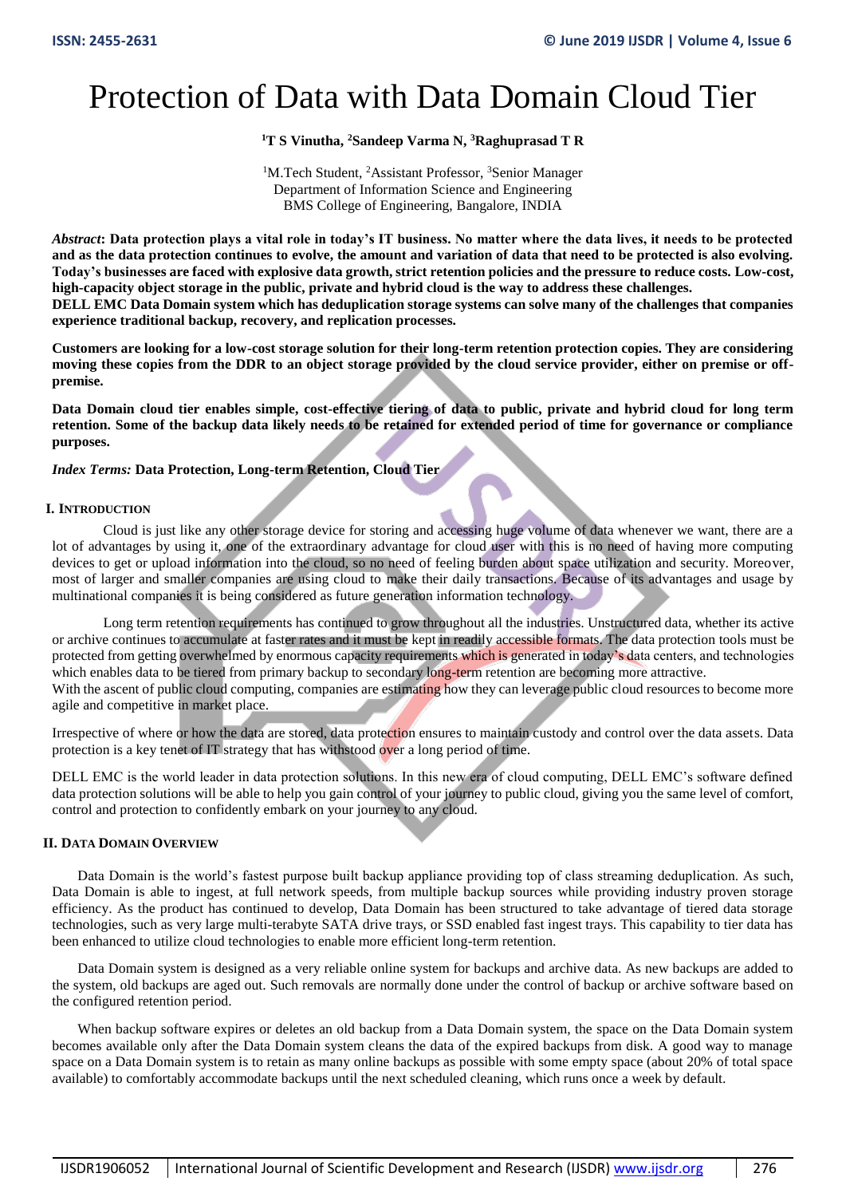# Protection of Data with Data Domain Cloud Tier

**[1]T S Vinutha, [2]Sandeep Varma N, [3]Raghuprasad T R**

[1]M.Tech Student, [2]Assistant Professor, [3]Senior Manager
Department of Information Science and Engineering
BMS College of Engineering, Bangalore, INDIA

***Abstract*: Data protection plays a vital role in today's IT business. No matter where the data lives, it needs to be protected and as the data protection continues to evolve, the amount and variation of data that need to be protected is also evolving. Today's businesses are faced with explosive data growth, strict retention policies and the pressure to reduce costs. Low-cost, high-capacity object storage in the public, private and hybrid cloud is the way to address these challenges.**
**DELL EMC Data Domain system which has deduplication storage systems can solve many of the challenges that companies experience traditional backup, recovery, and replication processes.**

**Customers are looking for a low-cost storage solution for their long-term retention protection copies. They are considering moving these copies from the DDR to an object storage provided by the cloud service provider, either on premise or off-premise.**

**Data Domain cloud tier enables simple, cost-effective tiering of data to public, private and hybrid cloud for long term retention. Some of the backup data likely needs to be retained for extended period of time for governance or compliance purposes.**

***Index Terms:* Data Protection, Long-term Retention, Cloud Tier**

## I. Introduction

Cloud is just like any other storage device for storing and accessing huge volume of data whenever we want, there are a lot of advantages by using it, one of the extraordinary advantage for cloud user with this is no need of having more computing devices to get or upload information into the cloud, so no need of feeling burden about space utilization and security. Moreover, most of larger and smaller companies are using cloud to make their daily transactions. Because of its advantages and usage by multinational companies it is being considered as future generation information technology.

Long term retention requirements has continued to grow throughout all the industries. Unstructured data, whether its active or archive continues to accumulate at faster rates and it must be kept in readily accessible formats. The data protection tools must be protected from getting overwhelmed by enormous capacity requirements which is generated in today's data centers, and technologies which enables data to be tiered from primary backup to secondary long-term retention are becoming more attractive.
With the ascent of public cloud computing, companies are estimating how they can leverage public cloud resources to become more agile and competitive in market place.

Irrespective of where or how the data are stored, data protection ensures to maintain custody and control over the data assets. Data protection is a key tenet of IT strategy that has withstood over a long period of time.

DELL EMC is the world leader in data protection solutions. In this new era of cloud computing, DELL EMC's software defined data protection solutions will be able to help you gain control of your journey to public cloud, giving you the same level of comfort, control and protection to confidently embark on your journey to any cloud.

## II. Data Domain Overview

Data Domain is the world's fastest purpose built backup appliance providing top of class streaming deduplication. As such, Data Domain is able to ingest, at full network speeds, from multiple backup sources while providing industry proven storage efficiency. As the product has continued to develop, Data Domain has been structured to take advantage of tiered data storage technologies, such as very large multi-terabyte SATA drive trays, or SSD enabled fast ingest trays. This capability to tier data has been enhanced to utilize cloud technologies to enable more efficient long-term retention.

Data Domain system is designed as a very reliable online system for backups and archive data. As new backups are added to the system, old backups are aged out. Such removals are normally done under the control of backup or archive software based on the configured retention period.

When backup software expires or deletes an old backup from a Data Domain system, the space on the Data Domain system becomes available only after the Data Domain system cleans the data of the expired backups from disk. A good way to manage space on a Data Domain system is to retain as many online backups as possible with some empty space (about 20% of total space available) to comfortably accommodate backups until the next scheduled cleaning, which runs once a week by default.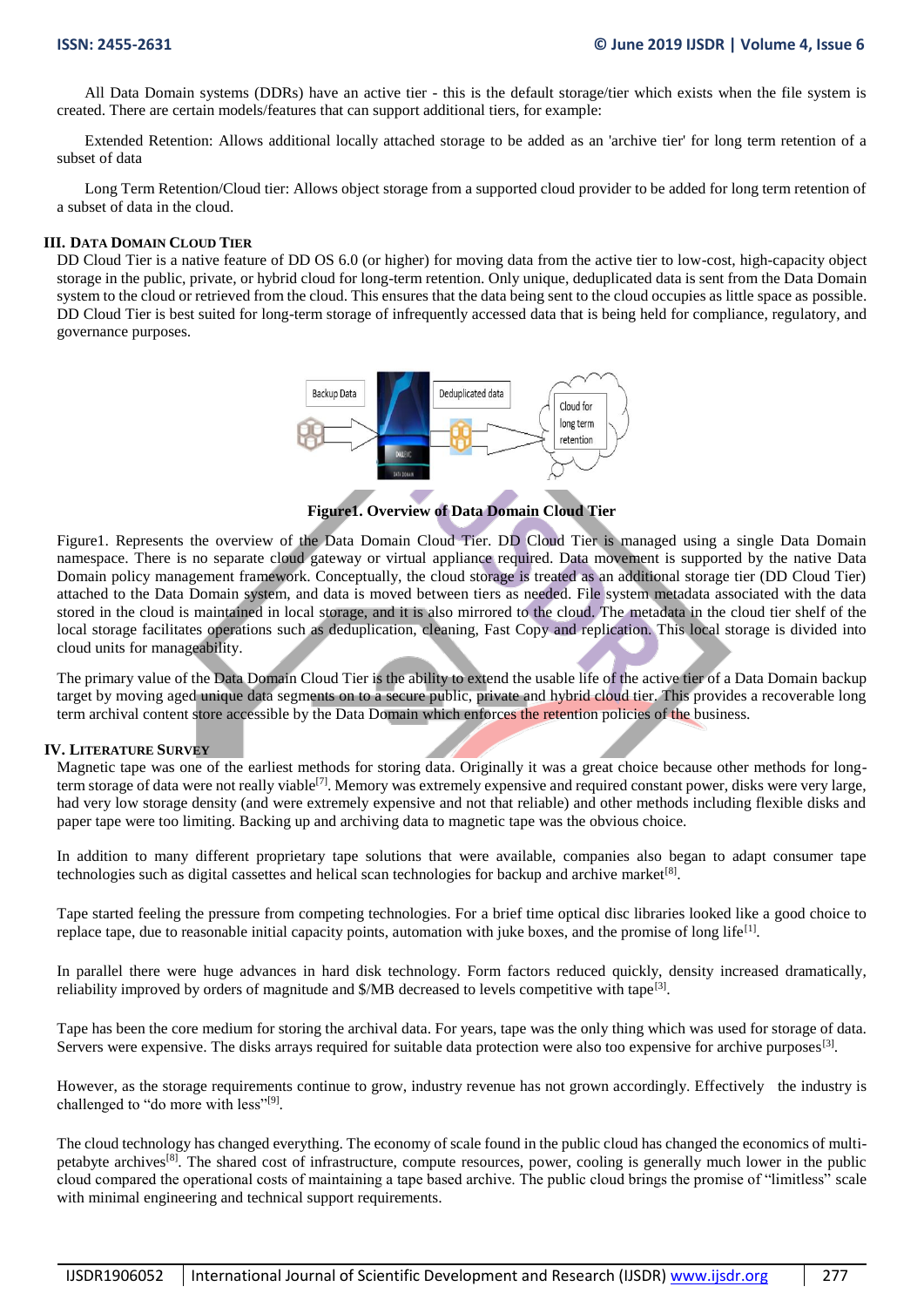All Data Domain systems (DDRs) have an active tier - this is the default storage/tier which exists when the file system is created. There are certain models/features that can support additional tiers, for example:

Extended Retention: Allows additional locally attached storage to be added as an 'archive tier' for long term retention of a subset of data

Long Term Retention/Cloud tier: Allows object storage from a supported cloud provider to be added for long term retention of a subset of data in the cloud.

## III. Data Domain Cloud Tier

DD Cloud Tier is a native feature of DD OS 6.0 (or higher) for moving data from the active tier to low-cost, high-capacity object storage in the public, private, or hybrid cloud for long-term retention. Only unique, deduplicated data is sent from the Data Domain system to the cloud or retrieved from the cloud. This ensures that the data being sent to the cloud occupies as little space as possible. DD Cloud Tier is best suited for long-term storage of infrequently accessed data that is being held for compliance, regulatory, and governance purposes.

**Figure1. Overview of Data Domain Cloud Tier**

Figure1. Represents the overview of the Data Domain Cloud Tier. DD Cloud Tier is managed using a single Data Domain namespace. There is no separate cloud gateway or virtual appliance required. Data movement is supported by the native Data Domain policy management framework. Conceptually, the cloud storage is treated as an additional storage tier (DD Cloud Tier) attached to the Data Domain system, and data is moved between tiers as needed. File system metadata associated with the data stored in the cloud is maintained in local storage, and it is also mirrored to the cloud. The metadata in the cloud tier shelf of the local storage facilitates operations such as deduplication, cleaning, Fast Copy and replication. This local storage is divided into cloud units for manageability.

The primary value of the Data Domain Cloud Tier is the ability to extend the usable life of the active tier of a Data Domain backup target by moving aged unique data segments on to a secure public, private and hybrid cloud tier. This provides a recoverable long term archival content store accessible by the Data Domain which enforces the retention policies of the business.

## IV. Literature Survey

Magnetic tape was one of the earliest methods for storing data. Originally it was a great choice because other methods for long-term storage of data were not really viable[7]. Memory was extremely expensive and required constant power, disks were very large, had very low storage density (and were extremely expensive and not that reliable) and other methods including flexible disks and paper tape were too limiting. Backing up and archiving data to magnetic tape was the obvious choice.

In addition to many different proprietary tape solutions that were available, companies also began to adapt consumer tape technologies such as digital cassettes and helical scan technologies for backup and archive market[8].

Tape started feeling the pressure from competing technologies. For a brief time optical disc libraries looked like a good choice to replace tape, due to reasonable initial capacity points, automation with juke boxes, and the promise of long life[1].

In parallel there were huge advances in hard disk technology. Form factors reduced quickly, density increased dramatically, reliability improved by orders of magnitude and $/MB decreased to levels competitive with tape[3].

Tape has been the core medium for storing the archival data. For years, tape was the only thing which was used for storage of data. Servers were expensive. The disks arrays required for suitable data protection were also too expensive for archive purposes[3].

However, as the storage requirements continue to grow, industry revenue has not grown accordingly. Effectively the industry is challenged to "do more with less"[9].

The cloud technology has changed everything. The economy of scale found in the public cloud has changed the economics of multi-petabyte archives[8]. The shared cost of infrastructure, compute resources, power, cooling is generally much lower in the public cloud compared the operational costs of maintaining a tape based archive. The public cloud brings the promise of "limitless" scale with minimal engineering and technical support requirements.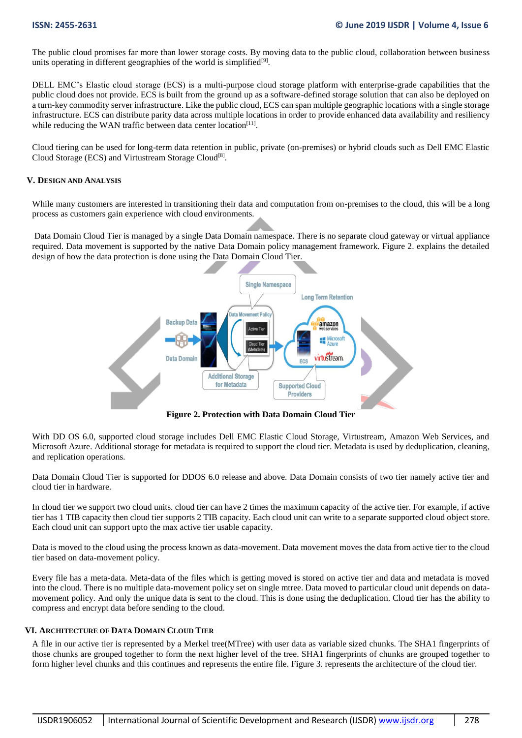The public cloud promises far more than lower storage costs. By moving data to the public cloud, collaboration between business units operating in different geographies of the world is simplified[9].

DELL EMC's Elastic cloud storage (ECS) is a multi-purpose cloud storage platform with enterprise-grade capabilities that the public cloud does not provide. ECS is built from the ground up as a software-defined storage solution that can also be deployed on a turn-key commodity server infrastructure. Like the public cloud, ECS can span multiple geographic locations with a single storage infrastructure. ECS can distribute parity data across multiple locations in order to provide enhanced data availability and resiliency while reducing the WAN traffic between data center location[11].

Cloud tiering can be used for long-term data retention in public, private (on-premises) or hybrid clouds such as Dell EMC Elastic Cloud Storage (ECS) and Virtustream Storage Cloud[8].

## V. Design and Analysis

While many customers are interested in transitioning their data and computation from on-premises to the cloud, this will be a long process as customers gain experience with cloud environments.

Data Domain Cloud Tier is managed by a single Data Domain namespace. There is no separate cloud gateway or virtual appliance required. Data movement is supported by the native Data Domain policy management framework. Figure 2. explains the detailed design of how the data protection is done using the Data Domain Cloud Tier.

**Figure 2. Protection with Data Domain Cloud Tier**

With DD OS 6.0, supported cloud storage includes Dell EMC Elastic Cloud Storage, Virtustream, Amazon Web Services, and Microsoft Azure. Additional storage for metadata is required to support the cloud tier. Metadata is used by deduplication, cleaning, and replication operations.

Data Domain Cloud Tier is supported for DDOS 6.0 release and above. Data Domain consists of two tier namely active tier and cloud tier in hardware.

In cloud tier we support two cloud units. cloud tier can have 2 times the maximum capacity of the active tier. For example, if active tier has 1 TIB capacity then cloud tier supports 2 TIB capacity. Each cloud unit can write to a separate supported cloud object store. Each cloud unit can support upto the max active tier usable capacity.

Data is moved to the cloud using the process known as data-movement. Data movement moves the data from active tier to the cloud tier based on data-movement policy.

Every file has a meta-data. Meta-data of the files which is getting moved is stored on active tier and data and metadata is moved into the cloud. There is no multiple data-movement policy set on single mtree. Data moved to particular cloud unit depends on data-movement policy. And only the unique data is sent to the cloud. This is done using the deduplication. Cloud tier has the ability to compress and encrypt data before sending to the cloud.

## VI. Architecture of Data Domain Cloud Tier

A file in our active tier is represented by a Merkel tree(MTree) with user data as variable sized chunks. The SHA1 fingerprints of those chunks are grouped together to form the next higher level of the tree. SHA1 fingerprints of chunks are grouped together to form higher level chunks and this continues and represents the entire file. Figure 3. represents the architecture of the cloud tier.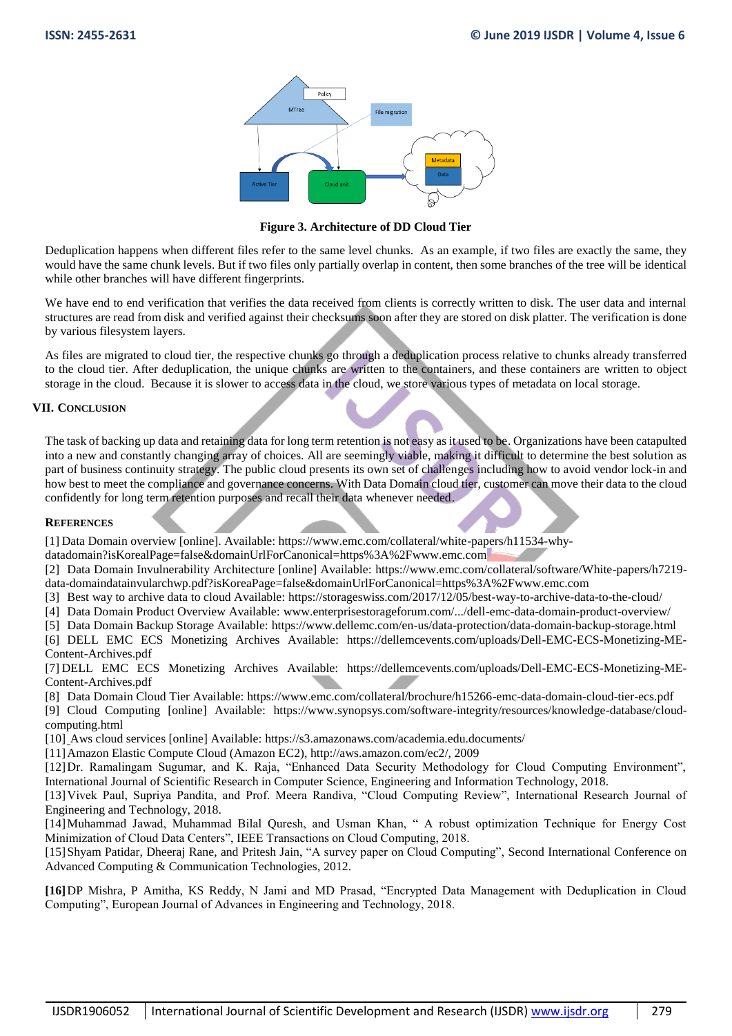Policy

MTree

File migration

Metadata

Data

Active Tier

Cloud unit

**Figure 3. Architecture of DD Cloud Tier**

Deduplication happens when different files refer to the same level chunks. As an example, if two files are exactly the same, they would have the same chunk levels. But if two files only partially overlap in content, then some branches of the tree will be identical while other branches will have different fingerprints.

We have end to end verification that verifies the data received from clients is correctly written to disk. The user data and internal structures are read from disk and verified against their checksums soon after they are stored on disk platter. The verification is done by various filesystem layers.

As files are migrated to cloud tier, the respective chunks go through a deduplication process relative to chunks already transferred to the cloud tier. After deduplication, the unique chunks are written to the containers, and these containers are written to object storage in the cloud. Because it is slower to access data in the cloud, we store various types of metadata on local storage.

## VII. CONCLUSION

The task of backing up data and retaining data for long term retention is not easy as it used to be. Organizations have been catapulted into a new and constantly changing array of choices. All are seemingly viable, making it difficult to determine the best solution as part of business continuity strategy. The public cloud presents its own set of challenges including how to avoid vendor lock-in and how best to meet the compliance and governance concerns. With Data Domain cloud tier, customer can move their data to the cloud confidently for long term retention purposes and recall their data whenever needed.

## REFERENCES

[1] Data Domain overview [online]. Available: https://www.emc.com/collateral/white-papers/h11534-why-datadomain?isKorealPage=false&domainUrlForCanonical=https%3A%2Fwww.emc.com

[2] Data Domain Invulnerability Architecture [online] Available: https://www.emc.com/collateral/software/White-papers/h7219-data-domaindatainvularchwp.pdf?isKoreaPage=false&domainUrlForCanonical=https%3A%2Fwww.emc.com

[3] Best way to archive data to cloud Available: https://storageswiss.com/2017/12/05/best-way-to-archive-data-to-the-cloud/

[4] Data Domain Product Overview Available: www.enterprisestorageforum.com/.../dell-emc-data-domain-product-overview/

[5] Data Domain Backup Storage Available: https://www.dellemc.com/en-us/data-protection/data-domain-backup-storage.html

[6] DELL EMC ECS Monetizing Archives Available: https://dellemcevents.com/uploads/Dell-EMC-ECS-Monetizing-ME-Content-Archives.pdf

[7] DELL EMC ECS Monetizing Archives Available: https://dellemcevents.com/uploads/Dell-EMC-ECS-Monetizing-ME-Content-Archives.pdf

[8] Data Domain Cloud Tier Available: https://www.emc.com/collateral/brochure/h15266-emc-data-domain-cloud-tier-ecs.pdf

[9] Cloud Computing [online] Available: https://www.synopsys.com/software-integrity/resources/knowledge-database/cloud-computing.html

[10] Aws cloud services [online] Available: https://s3.amazonaws.com/academia.edu.documents/

[11] Amazon Elastic Compute Cloud (Amazon EC2), http://aws.amazon.com/ec2/, 2009

[12] Dr. Ramalingam Sugumar, and K. Raja, "Enhanced Data Security Methodology for Cloud Computing Environment", International Journal of Scientific Research in Computer Science, Engineering and Information Technology, 2018.

[13] Vivek Paul, Supriya Pandita, and Prof. Meera Randiva, "Cloud Computing Review", International Research Journal of Engineering and Technology, 2018.

[14] Muhammad Jawad, Muhammad Bilal Quresh, and Usman Khan, " A robust optimization Technique for Energy Cost Minimization of Cloud Data Centers", IEEE Transactions on Cloud Computing, 2018.

[15] Shyam Patidar, Dheeraj Rane, and Pritesh Jain, "A survey paper on Cloud Computing", Second International Conference on Advanced Computing & Communication Technologies, 2012.

**[16]** DP Mishra, P Amitha, KS Reddy, N Jami and MD Prasad, "Encrypted Data Management with Deduplication in Cloud Computing", European Journal of Advances in Engineering and Technology, 2018.